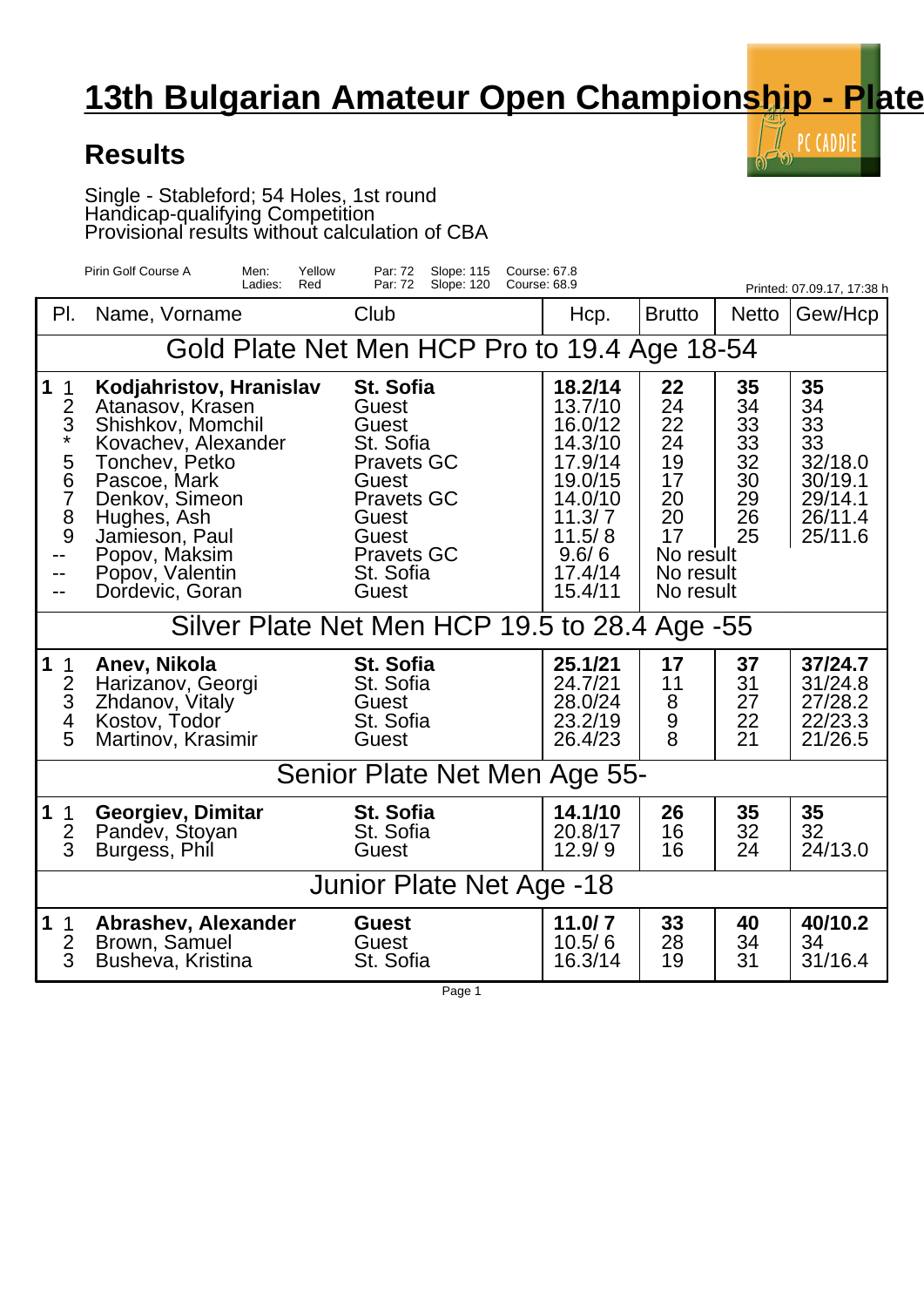# 13th Bulgarian Amateur Open Championship - Plate

## Results

Single - Stableford; 54 Holes, 1st round
Handicap-qualifying Competition
Provisional results without calculation of CBA

| Pirin Golf Course A | Men: | Yellow | Par: 72 | Slope: 115 | Course: 67.8 |
|---|---|---|---|---|---|
| | Ladies: | Red | Par: 72 | Slope: 120 | Course: 68.9 |

Printed: 07.09.17, 17:38 h

| Pl. | Name, Vorname | Club | Hcp. | Brutto | Netto | Gew/Hcp |
|---|---|---|---|---|---|---|
| | **Gold Plate Net Men HCP Pro to 19.4 Age 18-54** | | | | | |
| **1** 1 | **Kodjahristov, Hranislav** | **St. Sofia** | **18.2/14** | **22** | **35** | **35** |
| 2 | Atanasov, Krasen | Guest | 13.7/10 | 24 | 34 | 34 |
| 3 | Shishkov, Momchil | Guest | 16.0/12 | 22 | 33 | 33 |
| * | Kovachev, Alexander | St. Sofia | 14.3/10 | 24 | 33 | 33 |
| 5 | Tonchev, Petko | Pravets GC | 17.9/14 | 19 | 32 | 32/18.0 |
| 6 | Pascoe, Mark | Guest | 19.0/15 | 17 | 30 | 30/19.1 |
| 7 | Denkov, Simeon | Pravets GC | 14.0/10 | 20 | 29 | 29/14.1 |
| 8 | Hughes, Ash | Guest | 11.3/ 7 | 20 | 26 | 26/11.4 |
| 9 | Jamieson, Paul | Guest | 11.5/ 8 | 17 | 25 | 25/11.6 |
| -- | Popov, Maksim | Pravets GC | 9.6/ 6 | No result | | |
| -- | Popov, Valentin | St. Sofia | 17.4/14 | No result | | |
| -- | Dordevic, Goran | Guest | 15.4/11 | No result | | |
| | **Silver Plate Net Men HCP 19.5 to 28.4 Age -55** | | | | | |
| **1** 1 | **Anev, Nikola** | **St. Sofia** | **25.1/21** | **17** | **37** | **37/24.7** |
| 2 | Harizanov, Georgi | St. Sofia | 24.7/21 | 11 | 31 | 31/24.8 |
| 3 | Zhdanov, Vitaly | Guest | 28.0/24 | 8 | 27 | 27/28.2 |
| 4 | Kostov, Todor | St. Sofia | 23.2/19 | 9 | 22 | 22/23.3 |
| 5 | Martinov, Krasimir | Guest | 26.4/23 | 8 | 21 | 21/26.5 |
| | **Senior Plate Net Men Age 55-** | | | | | |
| **1** 1 | **Georgiev, Dimitar** | **St. Sofia** | **14.1/10** | **26** | **35** | **35** |
| 2 | Pandev, Stoyan | St. Sofia | 20.8/17 | 16 | 32 | 32 |
| 3 | Burgess, Phil | Guest | 12.9/ 9 | 16 | 24 | 24/13.0 |
| | **Junior Plate Net Age -18** | | | | | |
| **1** 1 | **Abrashev, Alexander** | **Guest** | **11.0/ 7** | **33** | **40** | **40/10.2** |
| 2 | Brown, Samuel | Guest | 10.5/ 6 | 28 | 34 | 34 |
| 3 | Busheva, Kristina | St. Sofia | 16.3/14 | 19 | 31 | 31/16.4 |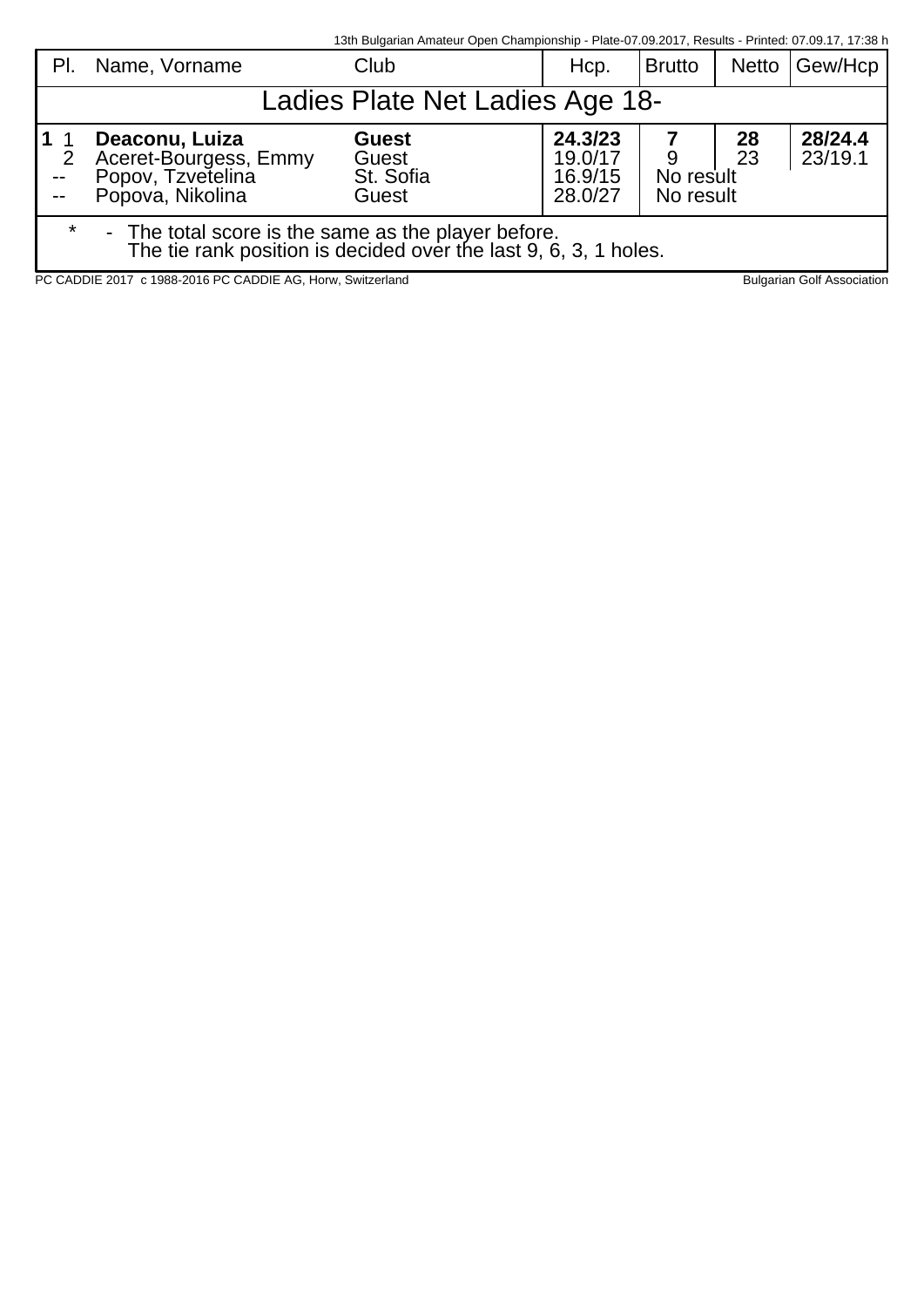| Pl. | | Name, Vorname | Club | Hcp. | Brutto | Netto | Gew/Hcp |
|---|---|---|---|---|---|---|---|
| | | **Ladies Plate Net Ladies Age 18-** | | | | | |
| **1** | 1 | **Deaconu, Luiza** | **Guest** | **24.3/23** | **7** | **28** | **28/24.4** |
| | 2 | Aceret-Bourgess, Emmy | Guest | 19.0/17 | 9 | 23 | 23/19.1 |
| | -- | Popov, Tzvetelina | St. Sofia | 16.9/15 | No result | | |
| | -- | Popova, Nikolina | Guest | 28.0/27 | No result | | |

\* - The total score is the same as the player before.
The tie rank position is decided over the last 9, 6, 3, 1 holes.

PC CADDIE 2017 c 1988-2016 PC CADDIE AG, Horw, Switzerland

Bulgarian Golf Association